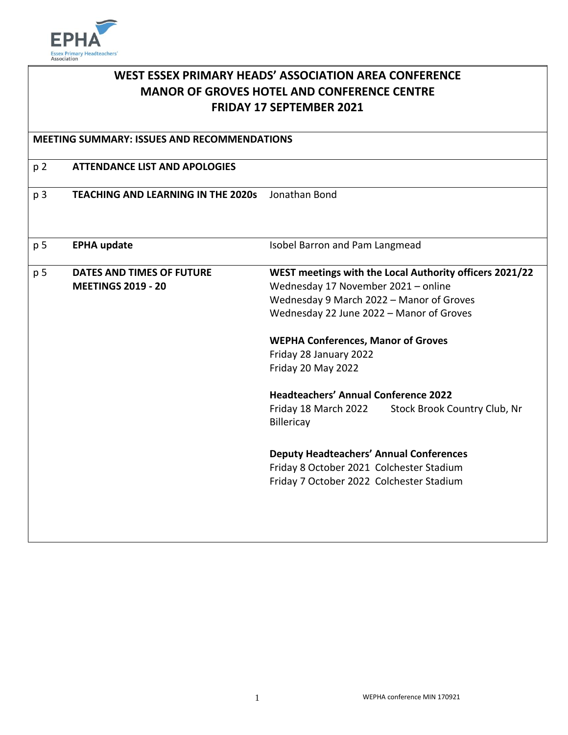# WEST ESSEX PRIMARY HEADS' ASSOCIATION AREA CONFERENCE
# MANOR OF GROVES HOTEL AND CONFERENCE CENTRE
# FRIDAY 17 SEPTEMBER 2021

**MEETING SUMMARY: ISSUES AND RECOMMENDATIONS**

| | | |
|---|---|---|
| p 2 | **ATTENDANCE LIST AND APOLOGIES** | |
| p 3 | **TEACHING AND LEARNING IN THE 2020s** | Jonathan Bond |
| p 5 | **EPHA update** | Isobel Barron and Pam Langmead |
| p 5 | **DATES AND TIMES OF FUTURE MEETINGS 2019 - 20** | **WEST meetings with the Local Authority officers 2021/22**<br>Wednesday 17 November 2021 – online<br>Wednesday 9 March 2022 – Manor of Groves<br>Wednesday 22 June 2022 – Manor of Groves<br><br>**WEPHA Conferences, Manor of Groves**<br>Friday 28 January 2022<br>Friday 20 May 2022<br><br>**Headteachers' Annual Conference 2022**<br>Friday 18 March 2022 Stock Brook Country Club, Nr Billericay<br><br>**Deputy Headteachers' Annual Conferences**<br>Friday 8 October 2021 Colchester Stadium<br>Friday 7 October 2022 Colchester Stadium |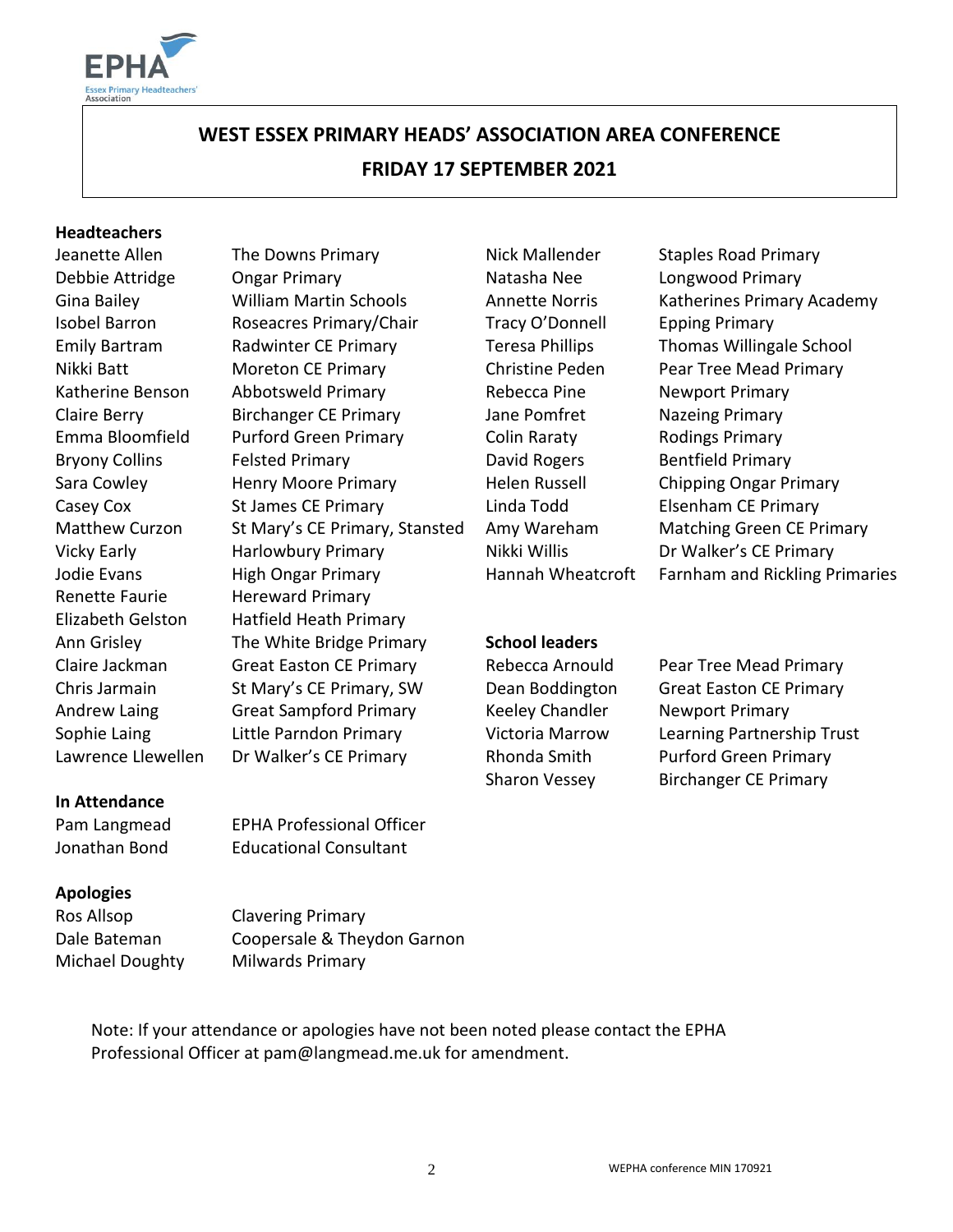## WEST ESSEX PRIMARY HEADS' ASSOCIATION AREA CONFERENCE

## FRIDAY 17 SEPTEMBER 2021

**Headteachers**

| | |
|---|---|
| Jeanette Allen | The Downs Primary |
| Debbie Attridge | Ongar Primary |
| Gina Bailey | William Martin Schools |
| Isobel Barron | Roseacres Primary/Chair |
| Emily Bartram | Radwinter CE Primary |
| Nikki Batt | Moreton CE Primary |
| Katherine Benson | Abbotsweld Primary |
| Claire Berry | Birchanger CE Primary |
| Emma Bloomfield | Purford Green Primary |
| Bryony Collins | Felsted Primary |
| Sara Cowley | Henry Moore Primary |
| Casey Cox | St James CE Primary |
| Matthew Curzon | St Mary's CE Primary, Stansted |
| Vicky Early | Harlowbury Primary |
| Jodie Evans | High Ongar Primary |
| Renette Faurie | Hereward Primary |
| Elizabeth Gelston | Hatfield Heath Primary |
| Ann Grisley | The White Bridge Primary |
| Claire Jackman | Great Easton CE Primary |
| Chris Jarmain | St Mary's CE Primary, SW |
| Andrew Laing | Great Sampford Primary |
| Sophie Laing | Little Parndon Primary |
| Lawrence Llewellen | Dr Walker's CE Primary |
| Nick Mallender | Staples Road Primary |
| Natasha Nee | Longwood Primary |
| Annette Norris | Katherines Primary Academy |
| Tracy O'Donnell | Epping Primary |
| Teresa Phillips | Thomas Willingale School |
| Christine Peden | Pear Tree Mead Primary |
| Rebecca Pine | Newport Primary |
| Jane Pomfret | Nazeing Primary |
| Colin Raraty | Rodings Primary |
| David Rogers | Bentfield Primary |
| Helen Russell | Chipping Ongar Primary |
| Linda Todd | Elsenham CE Primary |
| Amy Wareham | Matching Green CE Primary |
| Nikki Willis | Dr Walker's CE Primary |
| Hannah Wheatcroft | Farnham and Rickling Primaries |

**School leaders**

| | |
|---|---|
| Rebecca Arnould | Pear Tree Mead Primary |
| Dean Boddington | Great Easton CE Primary |
| Keeley Chandler | Newport Primary |
| Victoria Marrow | Learning Partnership Trust |
| Rhonda Smith | Purford Green Primary |
| Sharon Vessey | Birchanger CE Primary |

**In Attendance**

| | |
|---|---|
| Pam Langmead | EPHA Professional Officer |
| Jonathan Bond | Educational Consultant |

**Apologies**

| | |
|---|---|
| Ros Allsop | Clavering Primary |
| Dale Bateman | Coopersale & Theydon Garnon |
| Michael Doughty | Milwards Primary |

Note: If your attendance or apologies have not been noted please contact the EPHA Professional Officer at pam@langmead.me.uk for amendment.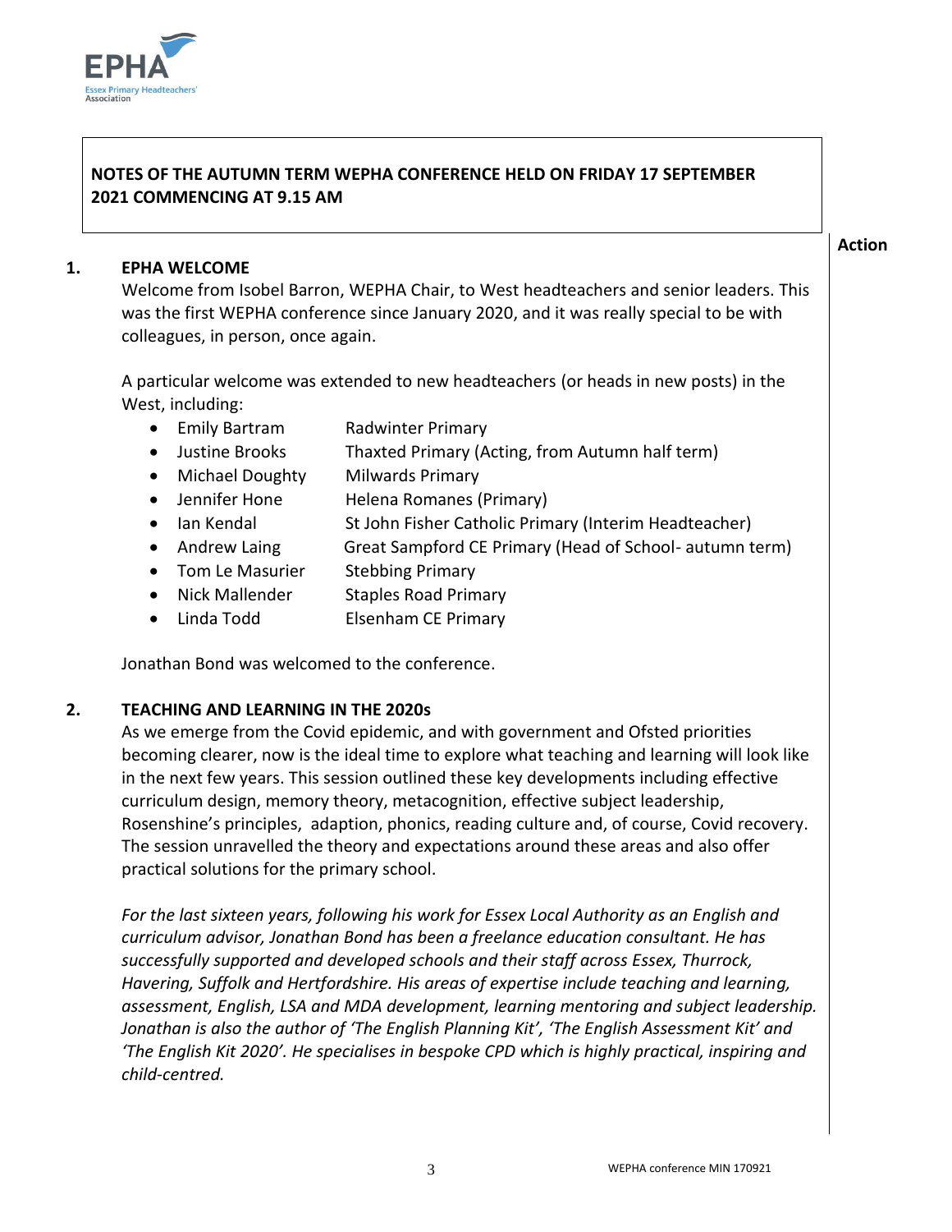**NOTES OF THE AUTUMN TERM WEPHA CONFERENCE HELD ON FRIDAY 17 SEPTEMBER 2021 COMMENCING AT 9.15 AM**

**Action**

## 1. EPHA WELCOME

Welcome from Isobel Barron, WEPHA Chair, to West headteachers and senior leaders. This was the first WEPHA conference since January 2020, and it was really special to be with colleagues, in person, once again.

A particular welcome was extended to new headteachers (or heads in new posts) in the West, including:

- Emily Bartram — Radwinter Primary
- Justine Brooks — Thaxted Primary (Acting, from Autumn half term)
- Michael Doughty — Milwards Primary
- Jennifer Hone — Helena Romanes (Primary)
- Ian Kendal — St John Fisher Catholic Primary (Interim Headteacher)
- Andrew Laing — Great Sampford CE Primary (Head of School- autumn term)
- Tom Le Masurier — Stebbing Primary
- Nick Mallender — Staples Road Primary
- Linda Todd — Elsenham CE Primary

Jonathan Bond was welcomed to the conference.

## 2. TEACHING AND LEARNING IN THE 2020s

As we emerge from the Covid epidemic, and with government and Ofsted priorities becoming clearer, now is the ideal time to explore what teaching and learning will look like in the next few years. This session outlined these key developments including effective curriculum design, memory theory, metacognition, effective subject leadership, Rosenshine's principles, adaption, phonics, reading culture and, of course, Covid recovery. The session unravelled the theory and expectations around these areas and also offer practical solutions for the primary school.

*For the last sixteen years, following his work for Essex Local Authority as an English and curriculum advisor, Jonathan Bond has been a freelance education consultant. He has successfully supported and developed schools and their staff across Essex, Thurrock, Havering, Suffolk and Hertfordshire. His areas of expertise include teaching and learning, assessment, English, LSA and MDA development, learning mentoring and subject leadership. Jonathan is also the author of 'The English Planning Kit', 'The English Assessment Kit' and 'The English Kit 2020'. He specialises in bespoke CPD which is highly practical, inspiring and child-centred.*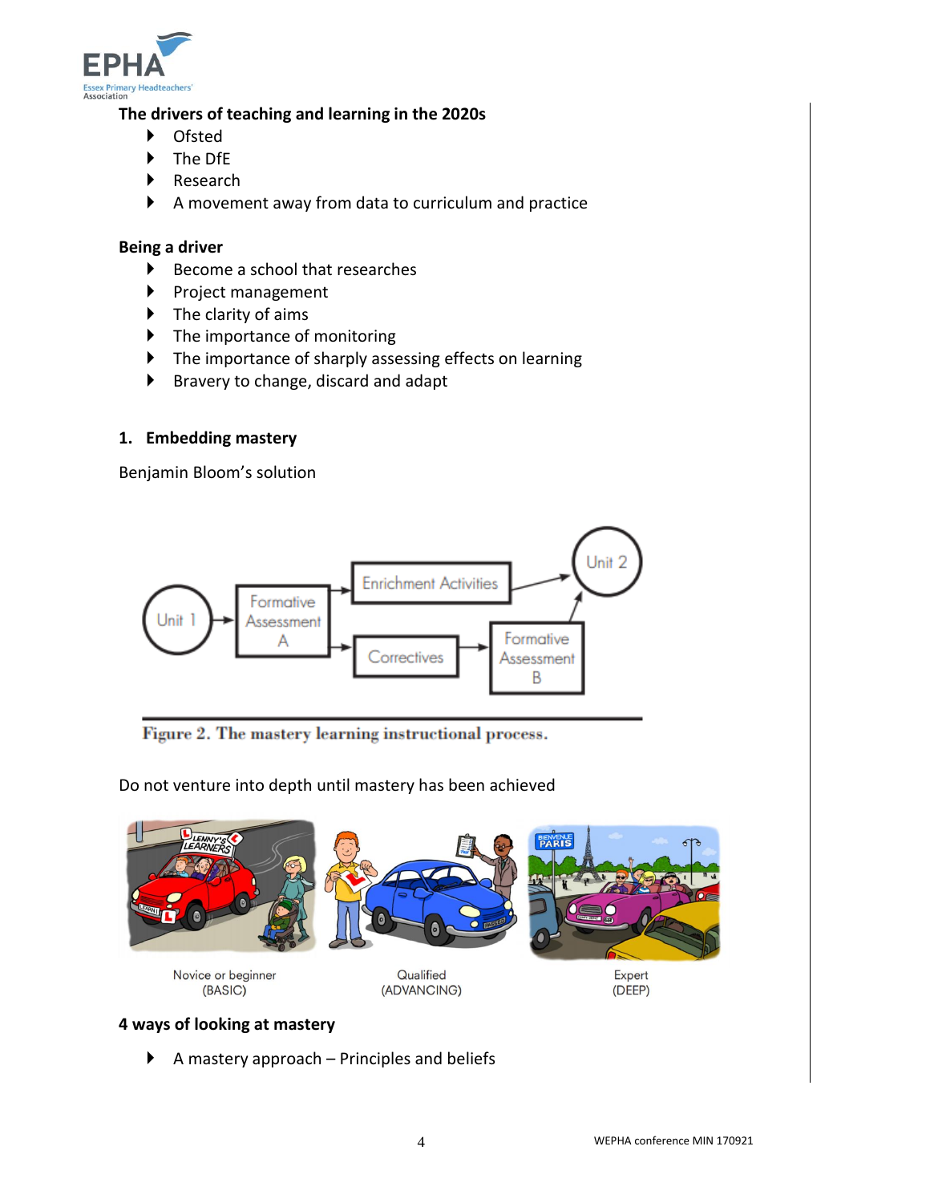## The drivers of teaching and learning in the 2020s

- Ofsted
- The DfE
- Research
- A movement away from data to curriculum and practice

## Being a driver

- Become a school that researches
- Project management
- The clarity of aims
- The importance of monitoring
- The importance of sharply assessing effects on learning
- Bravery to change, discard and adapt

## 1. Embedding mastery

Benjamin Bloom's solution

Figure 2. The mastery learning instructional process.

Do not venture into depth until mastery has been achieved

Novice or beginner (BASIC) — Qualified (ADVANCING) — Expert (DEEP)

## 4 ways of looking at mastery

- A mastery approach – Principles and beliefs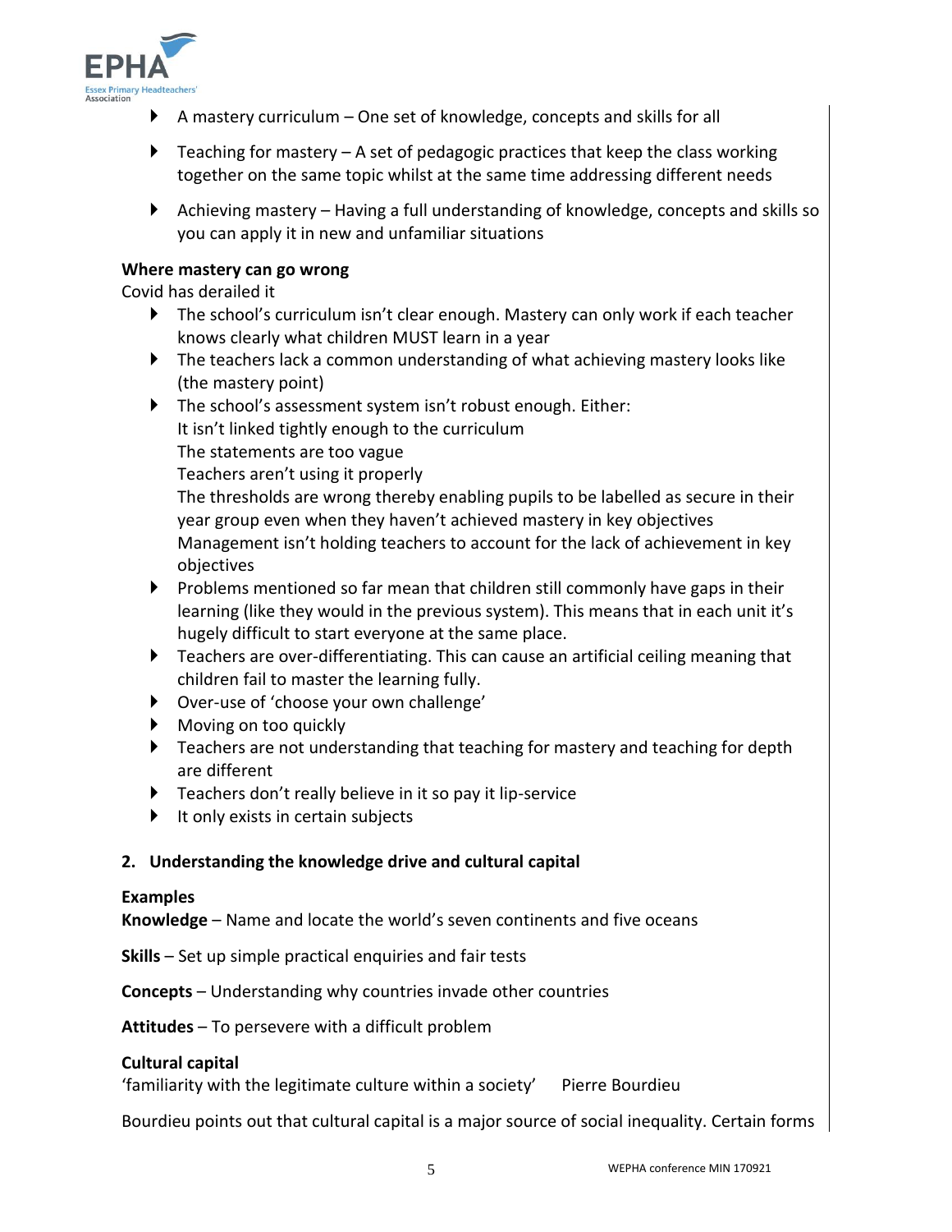- A mastery curriculum – One set of knowledge, concepts and skills for all
- Teaching for mastery – A set of pedagogic practices that keep the class working together on the same topic whilst at the same time addressing different needs
- Achieving mastery – Having a full understanding of knowledge, concepts and skills so you can apply it in new and unfamiliar situations

**Where mastery can go wrong**

Covid has derailed it

- The school's curriculum isn't clear enough. Mastery can only work if each teacher knows clearly what children MUST learn in a year
- The teachers lack a common understanding of what achieving mastery looks like (the mastery point)
- The school's assessment system isn't robust enough. Either:
  It isn't linked tightly enough to the curriculum
  The statements are too vague
  Teachers aren't using it properly
  The thresholds are wrong thereby enabling pupils to be labelled as secure in their year group even when they haven't achieved mastery in key objectives
  Management isn't holding teachers to account for the lack of achievement in key objectives
- Problems mentioned so far mean that children still commonly have gaps in their learning (like they would in the previous system). This means that in each unit it's hugely difficult to start everyone at the same place.
- Teachers are over-differentiating. This can cause an artificial ceiling meaning that children fail to master the learning fully.
- Over-use of 'choose your own challenge'
- Moving on too quickly
- Teachers are not understanding that teaching for mastery and teaching for depth are different
- Teachers don't really believe in it so pay it lip-service
- It only exists in certain subjects

## 2. Understanding the knowledge drive and cultural capital

**Examples**

**Knowledge** – Name and locate the world's seven continents and five oceans

**Skills** – Set up simple practical enquiries and fair tests

**Concepts** – Understanding why countries invade other countries

**Attitudes** – To persevere with a difficult problem

**Cultural capital**

'familiarity with the legitimate culture within a society' Pierre Bourdieu

Bourdieu points out that cultural capital is a major source of social inequality. Certain forms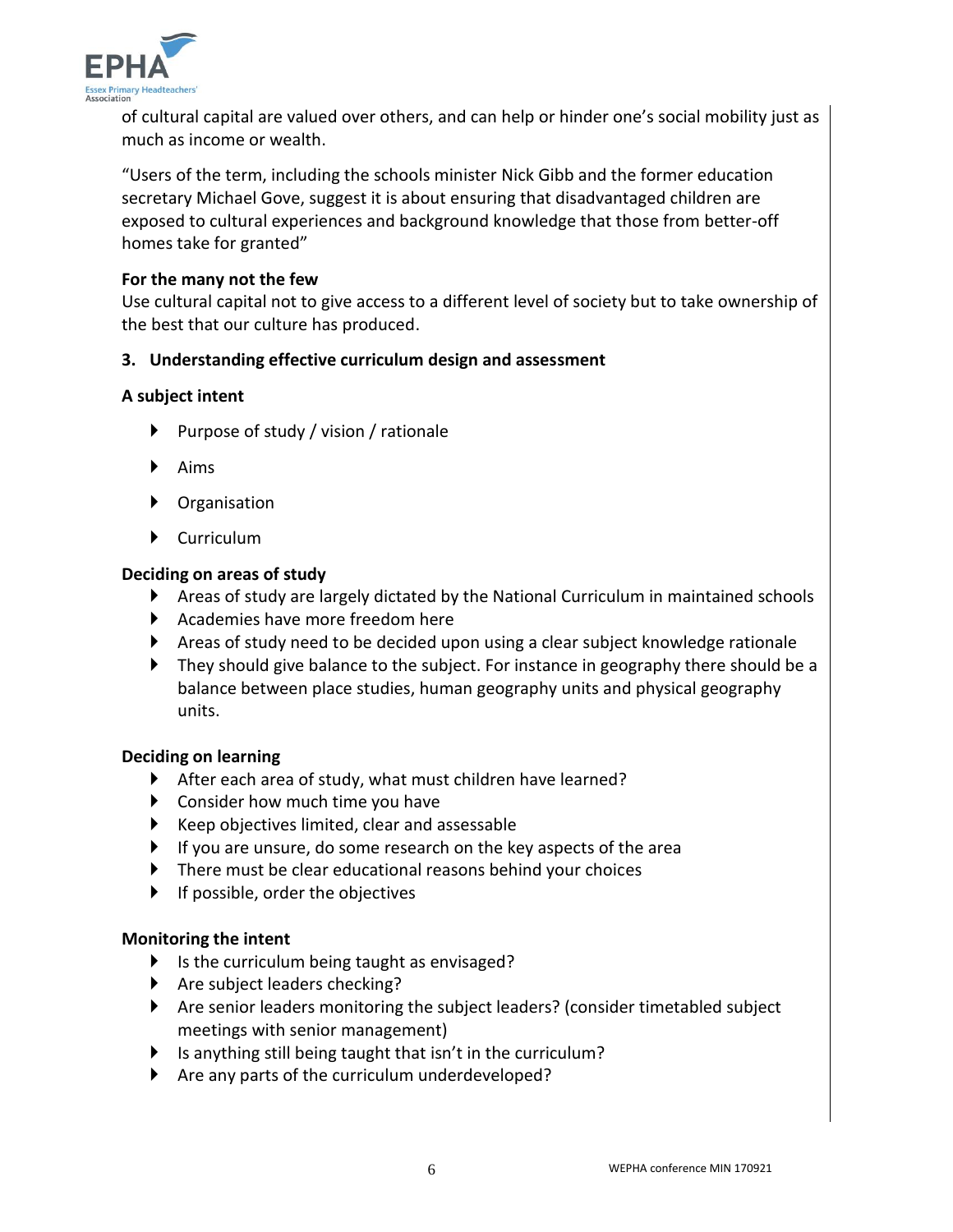of cultural capital are valued over others, and can help or hinder one's social mobility just as much as income or wealth.

"Users of the term, including the schools minister Nick Gibb and the former education secretary Michael Gove, suggest it is about ensuring that disadvantaged children are exposed to cultural experiences and background knowledge that those from better-off homes take for granted"

**For the many not the few**
Use cultural capital not to give access to a different level of society but to take ownership of the best that our culture has produced.

## 3. Understanding effective curriculum design and assessment

**A subject intent**

- Purpose of study / vision / rationale
- Aims
- Organisation
- Curriculum

**Deciding on areas of study**

- Areas of study are largely dictated by the National Curriculum in maintained schools
- Academies have more freedom here
- Areas of study need to be decided upon using a clear subject knowledge rationale
- They should give balance to the subject. For instance in geography there should be a balance between place studies, human geography units and physical geography units.

**Deciding on learning**

- After each area of study, what must children have learned?
- Consider how much time you have
- Keep objectives limited, clear and assessable
- If you are unsure, do some research on the key aspects of the area
- There must be clear educational reasons behind your choices
- If possible, order the objectives

**Monitoring the intent**

- Is the curriculum being taught as envisaged?
- Are subject leaders checking?
- Are senior leaders monitoring the subject leaders? (consider timetabled subject meetings with senior management)
- Is anything still being taught that isn't in the curriculum?
- Are any parts of the curriculum underdeveloped?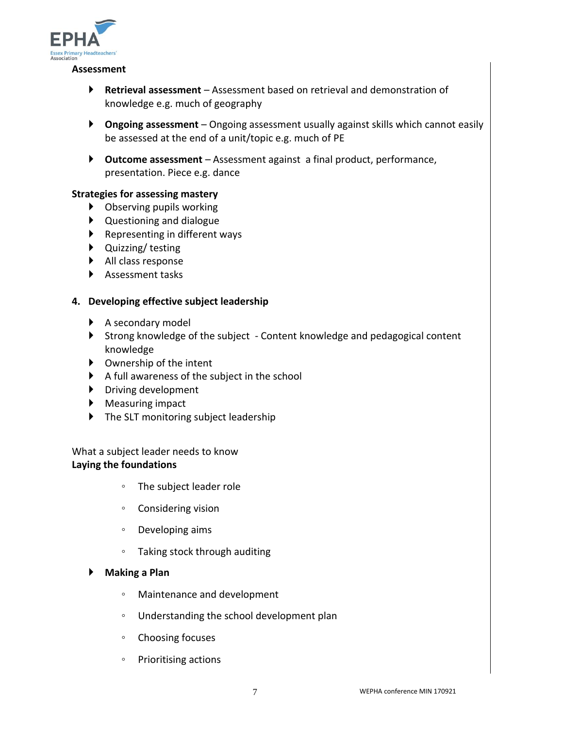**Assessment**

- **Retrieval assessment** – Assessment based on retrieval and demonstration of knowledge e.g. much of geography
- **Ongoing assessment** – Ongoing assessment usually against skills which cannot easily be assessed at the end of a unit/topic e.g. much of PE
- **Outcome assessment** – Assessment against a final product, performance, presentation. Piece e.g. dance

**Strategies for assessing mastery**

- Observing pupils working
- Questioning and dialogue
- Representing in different ways
- Quizzing/ testing
- All class response
- Assessment tasks

## 4. Developing effective subject leadership

- A secondary model
- Strong knowledge of the subject - Content knowledge and pedagogical content knowledge
- Ownership of the intent
- A full awareness of the subject in the school
- Driving development
- Measuring impact
- The SLT monitoring subject leadership

What a subject leader needs to know

**Laying the foundations**

- The subject leader role
- Considering vision
- Developing aims
- Taking stock through auditing

- **Making a Plan**
  - Maintenance and development
  - Understanding the school development plan
  - Choosing focuses
  - Prioritising actions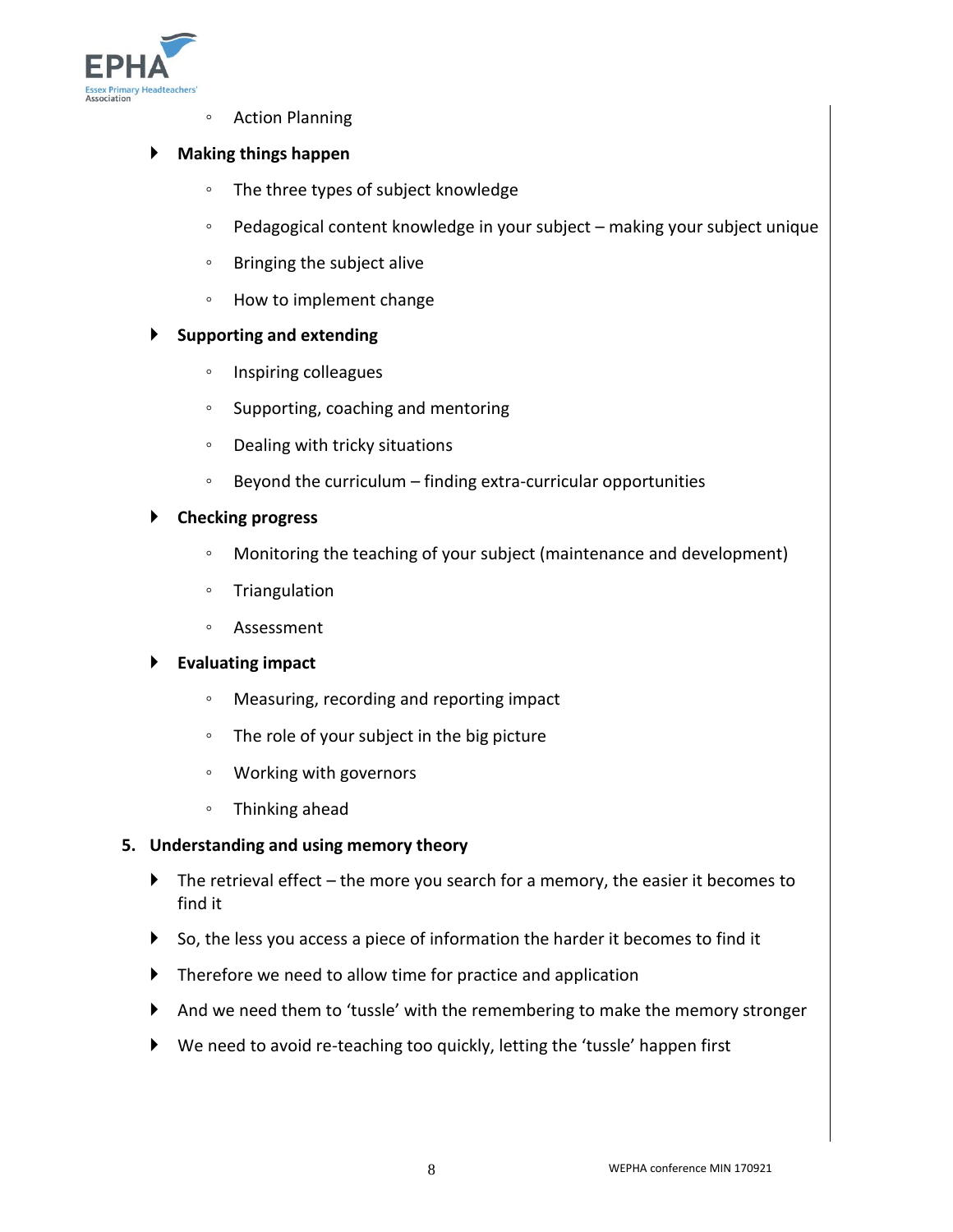- Action Planning

- **Making things happen**
  - The three types of subject knowledge
  - Pedagogical content knowledge in your subject – making your subject unique
  - Bringing the subject alive
  - How to implement change

- **Supporting and extending**
  - Inspiring colleagues
  - Supporting, coaching and mentoring
  - Dealing with tricky situations
  - Beyond the curriculum – finding extra-curricular opportunities

- **Checking progress**
  - Monitoring the teaching of your subject (maintenance and development)
  - Triangulation
  - Assessment

- **Evaluating impact**
  - Measuring, recording and reporting impact
  - The role of your subject in the big picture
  - Working with governors
  - Thinking ahead

5. **Understanding and using memory theory**

- The retrieval effect – the more you search for a memory, the easier it becomes to find it
- So, the less you access a piece of information the harder it becomes to find it
- Therefore we need to allow time for practice and application
- And we need them to 'tussle' with the remembering to make the memory stronger
- We need to avoid re-teaching too quickly, letting the 'tussle' happen first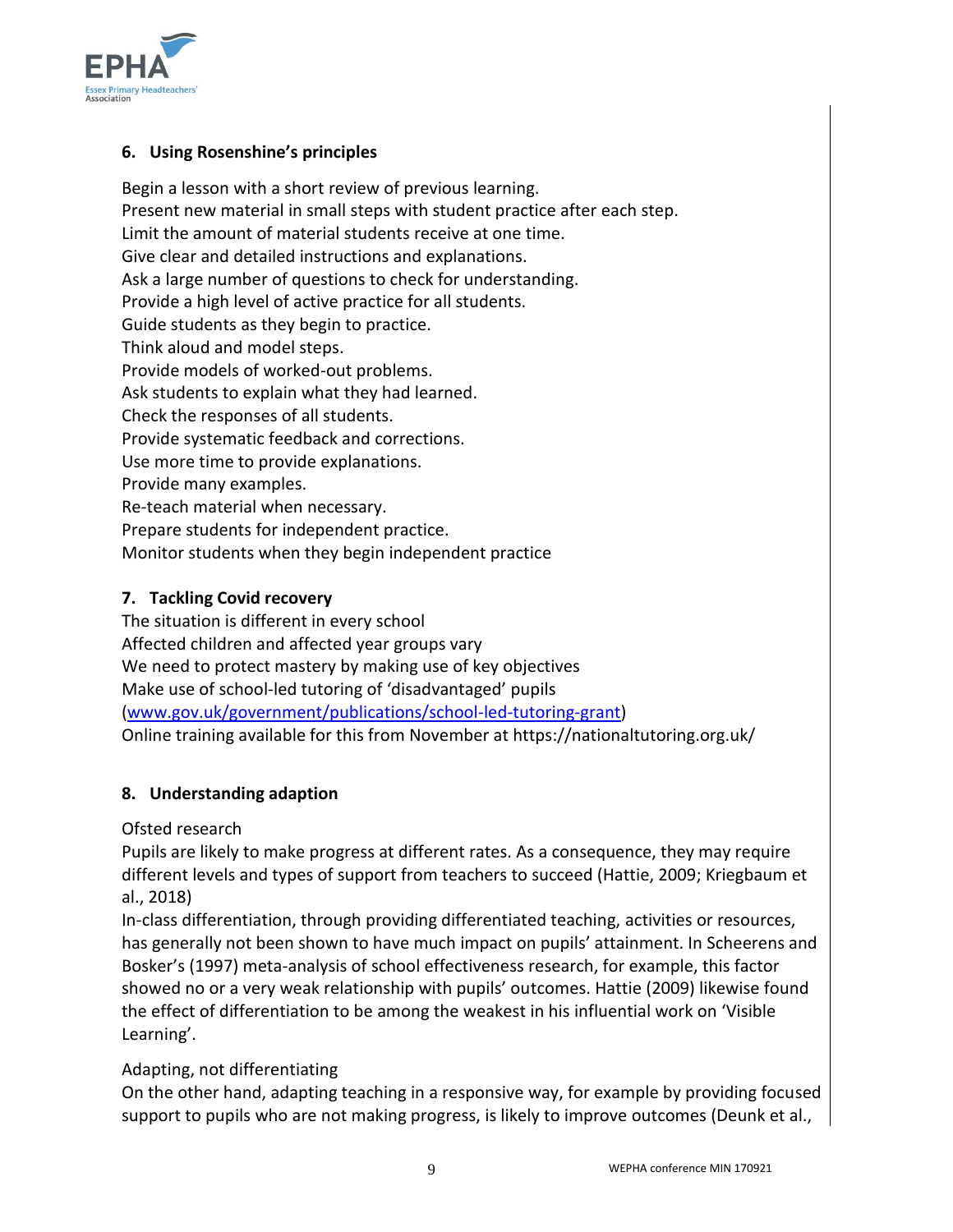### 6. Using Rosenshine's principles

Begin a lesson with a short review of previous learning.
Present new material in small steps with student practice after each step.
Limit the amount of material students receive at one time.
Give clear and detailed instructions and explanations.
Ask a large number of questions to check for understanding.
Provide a high level of active practice for all students.
Guide students as they begin to practice.
Think aloud and model steps.
Provide models of worked-out problems.
Ask students to explain what they had learned.
Check the responses of all students.
Provide systematic feedback and corrections.
Use more time to provide explanations.
Provide many examples.
Re-teach material when necessary.
Prepare students for independent practice.
Monitor students when they begin independent practice

### 7. Tackling Covid recovery

The situation is different in every school
Affected children and affected year groups vary
We need to protect mastery by making use of key objectives
Make use of school-led tutoring of 'disadvantaged' pupils
([www.gov.uk/government/publications/school-led-tutoring-grant](http://www.gov.uk/government/publications/school-led-tutoring-grant))
Online training available for this from November at https://nationaltutoring.org.uk/

### 8. Understanding adaption

Ofsted research
Pupils are likely to make progress at different rates. As a consequence, they may require different levels and types of support from teachers to succeed (Hattie, 2009; Kriegbaum et al., 2018)
In-class differentiation, through providing differentiated teaching, activities or resources, has generally not been shown to have much impact on pupils' attainment. In Scheerens and Bosker's (1997) meta-analysis of school effectiveness research, for example, this factor showed no or a very weak relationship with pupils' outcomes. Hattie (2009) likewise found the effect of differentiation to be among the weakest in his influential work on 'Visible Learning'.

Adapting, not differentiating
On the other hand, adapting teaching in a responsive way, for example by providing focused support to pupils who are not making progress, is likely to improve outcomes (Deunk et al.,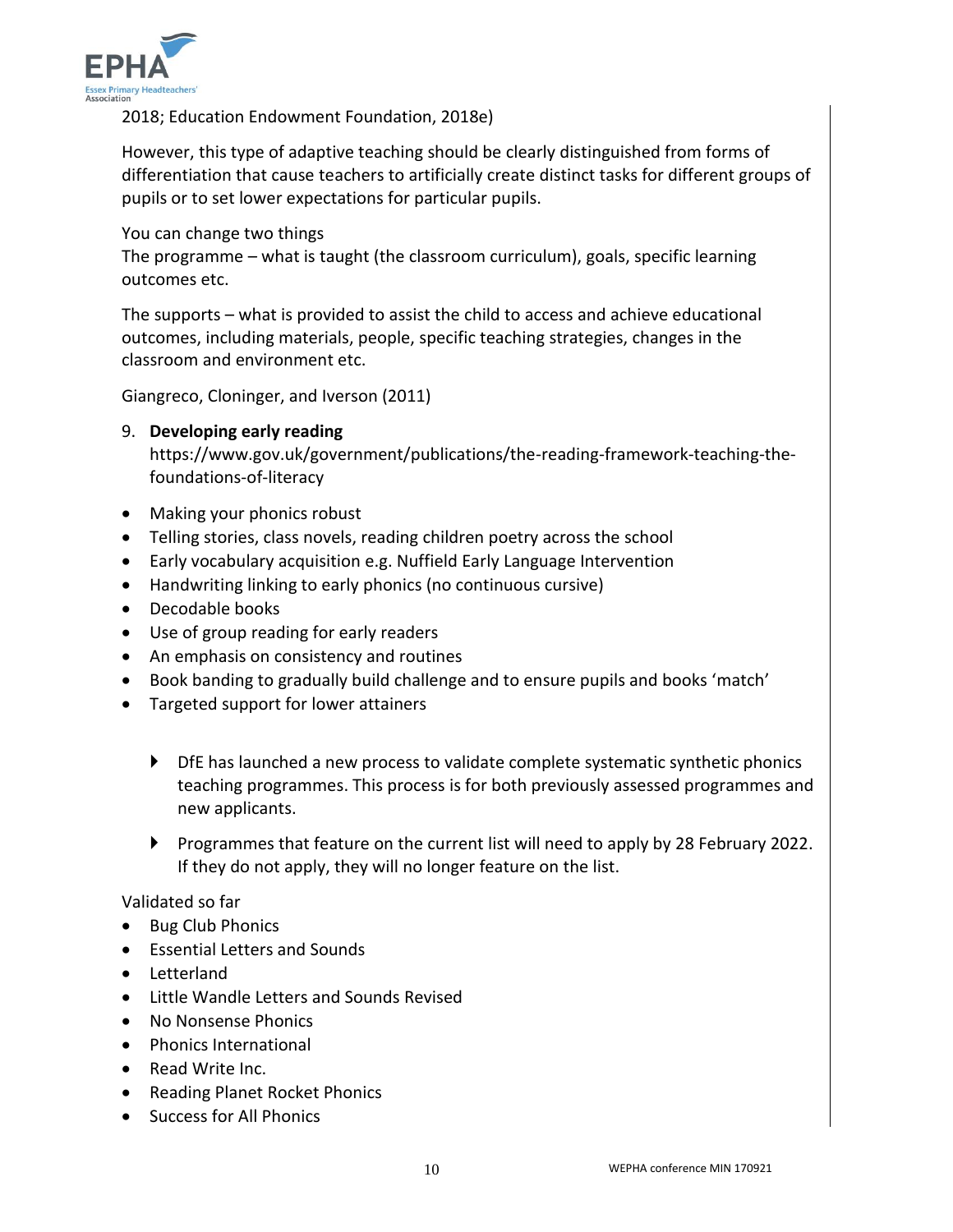2018; Education Endowment Foundation, 2018e)

However, this type of adaptive teaching should be clearly distinguished from forms of differentiation that cause teachers to artificially create distinct tasks for different groups of pupils or to set lower expectations for particular pupils.

You can change two things
The programme – what is taught (the classroom curriculum), goals, specific learning outcomes etc.

The supports – what is provided to assist the child to access and achieve educational outcomes, including materials, people, specific teaching strategies, changes in the classroom and environment etc.

Giangreco, Cloninger, and Iverson (2011)

9. **Developing early reading**
   https://www.gov.uk/government/publications/the-reading-framework-teaching-the-foundations-of-literacy

- Making your phonics robust
- Telling stories, class novels, reading children poetry across the school
- Early vocabulary acquisition e.g. Nuffield Early Language Intervention
- Handwriting linking to early phonics (no continuous cursive)
- Decodable books
- Use of group reading for early readers
- An emphasis on consistency and routines
- Book banding to gradually build challenge and to ensure pupils and books 'match'
- Targeted support for lower attainers

  - DfE has launched a new process to validate complete systematic synthetic phonics teaching programmes. This process is for both previously assessed programmes and new applicants.
  - Programmes that feature on the current list will need to apply by 28 February 2022. If they do not apply, they will no longer feature on the list.

Validated so far

- Bug Club Phonics
- Essential Letters and Sounds
- Letterland
- Little Wandle Letters and Sounds Revised
- No Nonsense Phonics
- Phonics International
- Read Write Inc.
- Reading Planet Rocket Phonics
- Success for All Phonics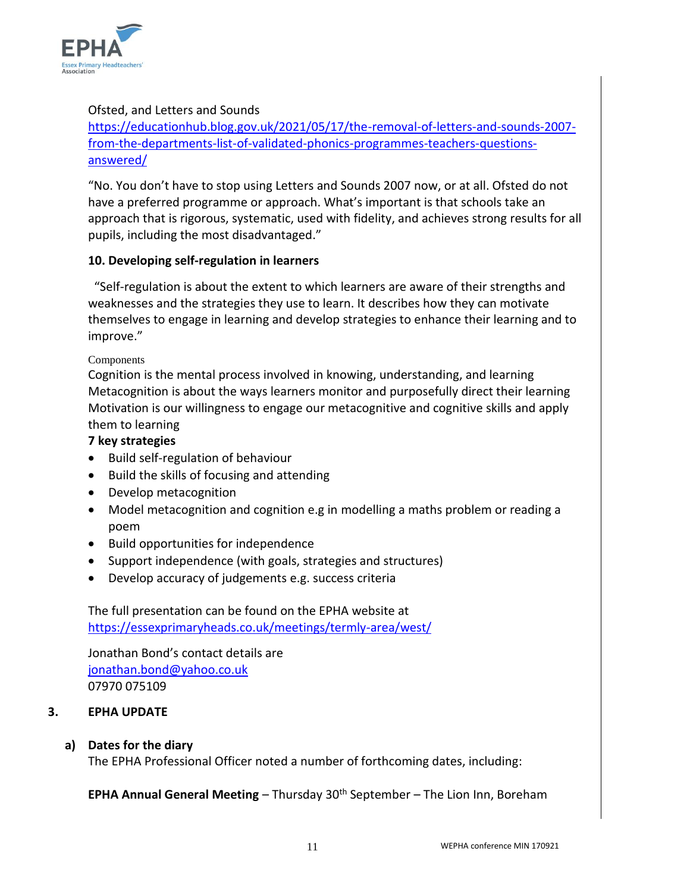Ofsted, and Letters and Sounds
https://educationhub.blog.gov.uk/2021/05/17/the-removal-of-letters-and-sounds-2007-from-the-departments-list-of-validated-phonics-programmes-teachers-questions-answered/

"No. You don't have to stop using Letters and Sounds 2007 now, or at all. Ofsted do not have a preferred programme or approach. What's important is that schools take an approach that is rigorous, systematic, used with fidelity, and achieves strong results for all pupils, including the most disadvantaged."

**10. Developing self-regulation in learners**

"Self-regulation is about the extent to which learners are aware of their strengths and weaknesses and the strategies they use to learn. It describes how they can motivate themselves to engage in learning and develop strategies to enhance their learning and to improve."

Components
Cognition is the mental process involved in knowing, understanding, and learning
Metacognition is about the ways learners monitor and purposefully direct their learning
Motivation is our willingness to engage our metacognitive and cognitive skills and apply them to learning

**7 key strategies**

- Build self-regulation of behaviour
- Build the skills of focusing and attending
- Develop metacognition
- Model metacognition and cognition e.g in modelling a maths problem or reading a poem
- Build opportunities for independence
- Support independence (with goals, strategies and structures)
- Develop accuracy of judgements e.g. success criteria

The full presentation can be found on the EPHA website at
https://essexprimaryheads.co.uk/meetings/termly-area/west/

Jonathan Bond's contact details are
jonathan.bond@yahoo.co.uk
07970 075109

## 3. EPHA UPDATE

**a) Dates for the diary**
The EPHA Professional Officer noted a number of forthcoming dates, including:

**EPHA Annual General Meeting** – Thursday 30th September – The Lion Inn, Boreham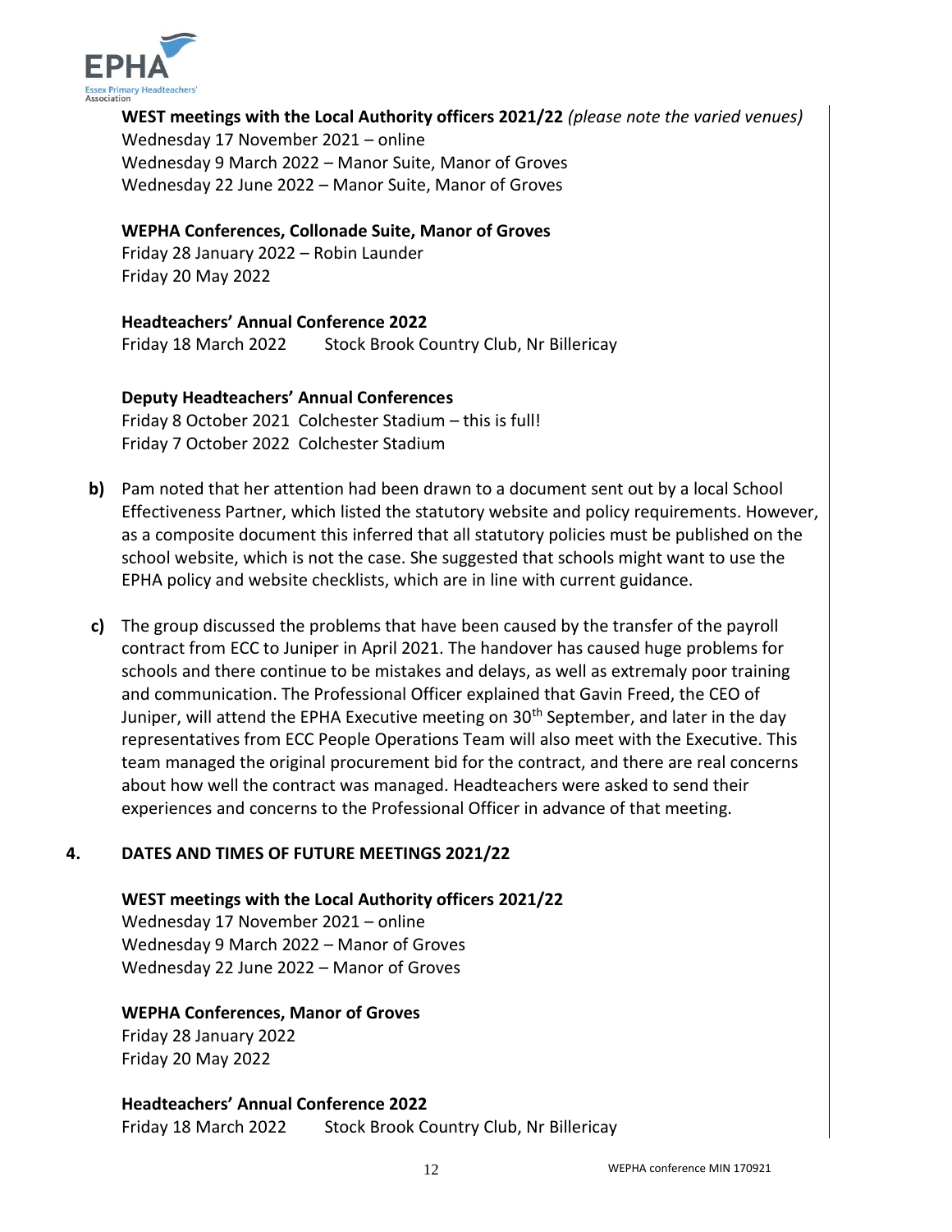**WEST meetings with the Local Authority officers 2021/22** *(please note the varied venues)*
Wednesday 17 November 2021 – online
Wednesday 9 March 2022 – Manor Suite, Manor of Groves
Wednesday 22 June 2022 – Manor Suite, Manor of Groves

**WEPHA Conferences, Collonade Suite, Manor of Groves**
Friday 28 January 2022 – Robin Launder
Friday 20 May 2022

**Headteachers' Annual Conference 2022**
Friday 18 March 2022 Stock Brook Country Club, Nr Billericay

**Deputy Headteachers' Annual Conferences**
Friday 8 October 2021 Colchester Stadium – this is full!
Friday 7 October 2022 Colchester Stadium

**b)** Pam noted that her attention had been drawn to a document sent out by a local School Effectiveness Partner, which listed the statutory website and policy requirements. However, as a composite document this inferred that all statutory policies must be published on the school website, which is not the case. She suggested that schools might want to use the EPHA policy and website checklists, which are in line with current guidance.

**c)** The group discussed the problems that have been caused by the transfer of the payroll contract from ECC to Juniper in April 2021. The handover has caused huge problems for schools and there continue to be mistakes and delays, as well as extremaly poor training and communication. The Professional Officer explained that Gavin Freed, the CEO of Juniper, will attend the EPHA Executive meeting on 30th September, and later in the day representatives from ECC People Operations Team will also meet with the Executive. This team managed the original procurement bid for the contract, and there are real concerns about how well the contract was managed. Headteachers were asked to send their experiences and concerns to the Professional Officer in advance of that meeting.

## 4. DATES AND TIMES OF FUTURE MEETINGS 2021/22

**WEST meetings with the Local Authority officers 2021/22**
Wednesday 17 November 2021 – online
Wednesday 9 March 2022 – Manor of Groves
Wednesday 22 June 2022 – Manor of Groves

**WEPHA Conferences, Manor of Groves**
Friday 28 January 2022
Friday 20 May 2022

**Headteachers' Annual Conference 2022**
Friday 18 March 2022 Stock Brook Country Club, Nr Billericay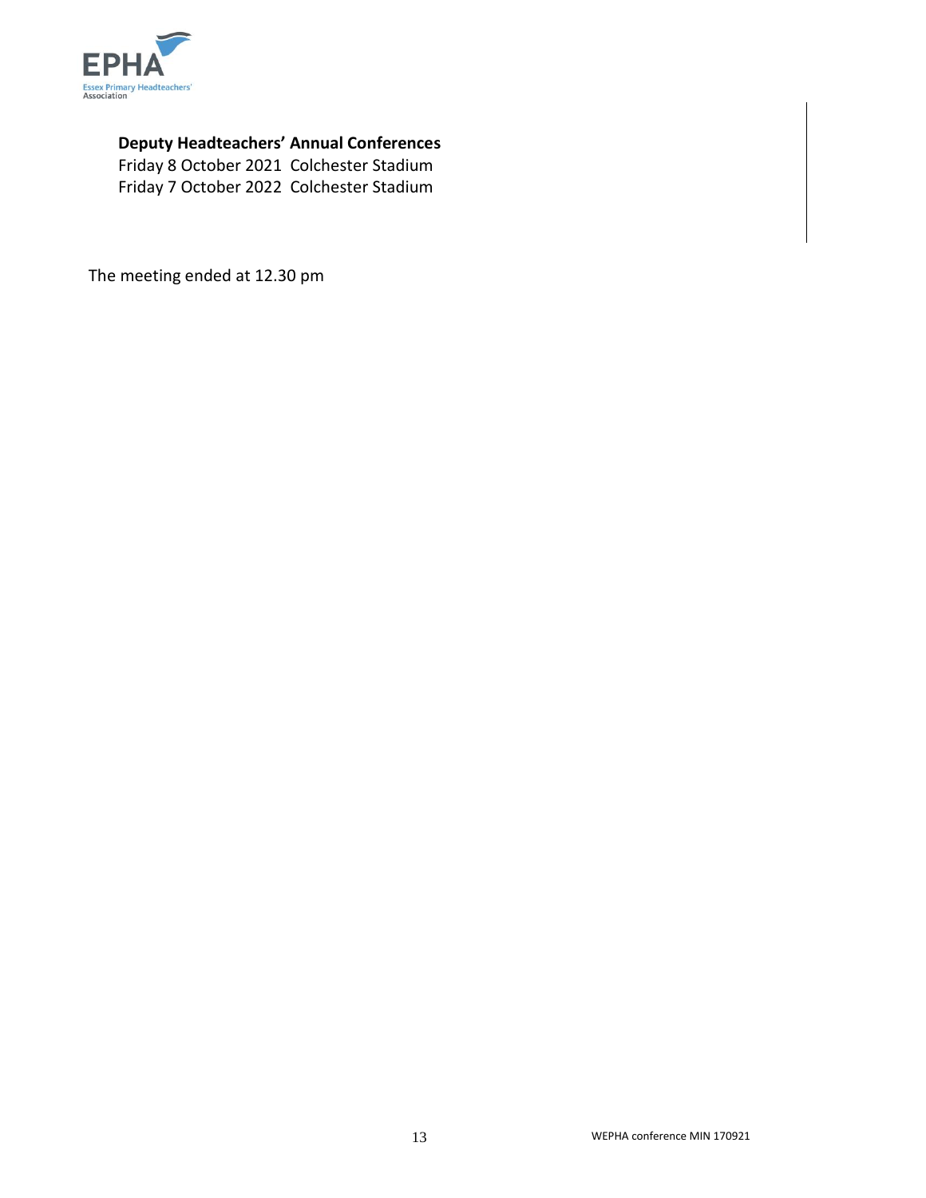**Deputy Headteachers' Annual Conferences**

Friday 8 October 2021 Colchester Stadium

Friday 7 October 2022 Colchester Stadium

The meeting ended at 12.30 pm